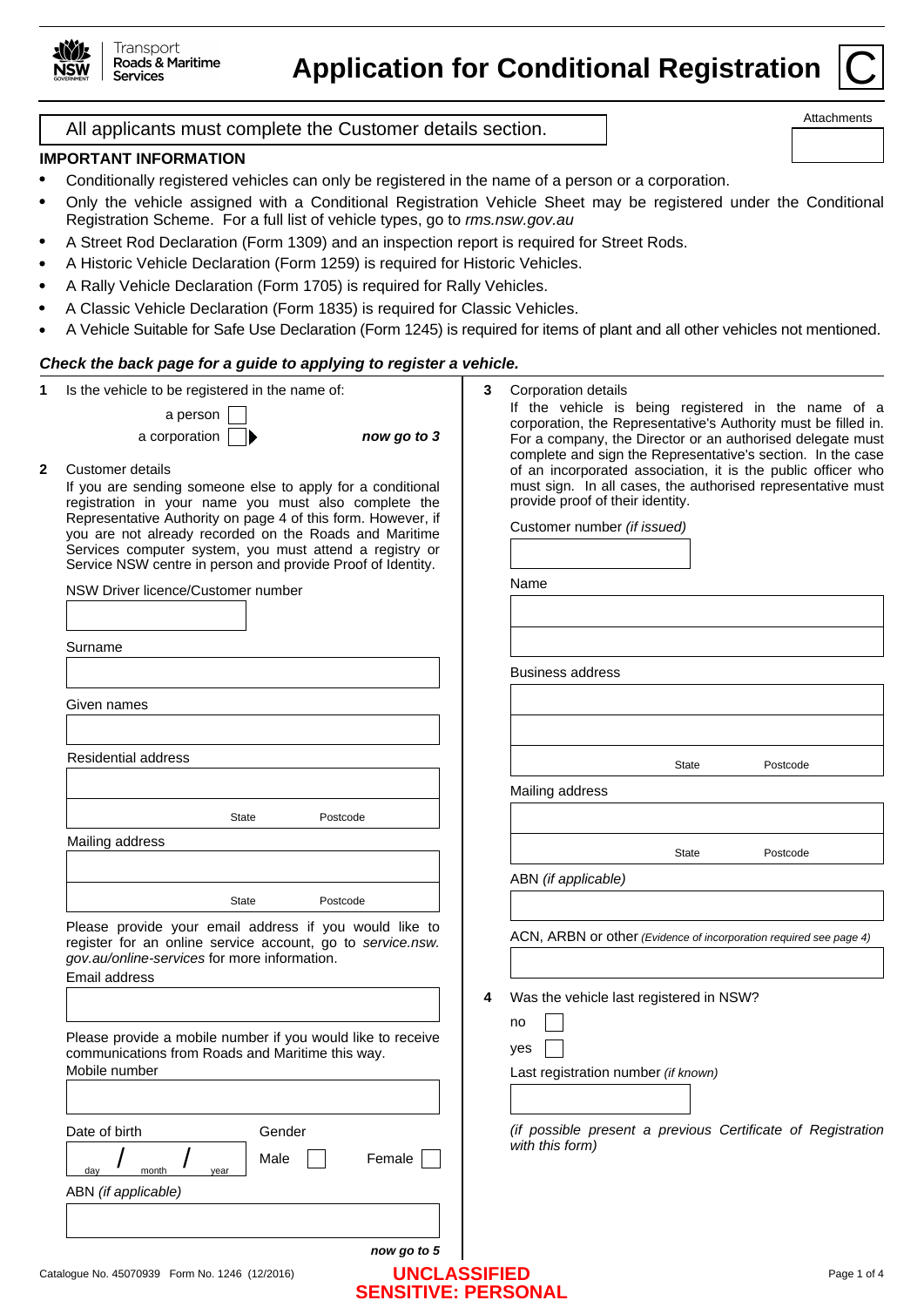Transport Roads & Maritime Services

# Application for Conditional Registration

C

All applicants must complete the Customer details section.

Attachments

**IMPORTANT INFORMATION**

- Conditionally registered vehicles can only be registered in the name of a person or a corporation.
- Only the vehicle assigned with a Conditional Registration Vehicle Sheet may be registered under the Conditional Registration Scheme. For a full list of vehicle types, go to *rms.nsw.gov.au*
- A Street Rod Declaration (Form 1309) and an inspection report is required for Street Rods.
- A Historic Vehicle Declaration (Form 1259) is required for Historic Vehicles.
- A Rally Vehicle Declaration (Form 1705) is required for Rally Vehicles.
- A Classic Vehicle Declaration (Form 1835) is required for Classic Vehicles.
- A Vehicle Suitable for Safe Use Declaration (Form 1245) is required for items of plant and all other vehicles not mentioned.

***Check the back page for a guide to applying to register a vehicle.***

**1** Is the vehicle to be registered in the name of:

a person ☐

a corporation ☐ ▶ ***now go to 3***

**2** Customer details

If you are sending someone else to apply for a conditional registration in your name you must also complete the Representative Authority on page 4 of this form. However, if you are not already recorded on the Roads and Maritime Services computer system, you must attend a registry or Service NSW centre in person and provide Proof of Identity.

NSW Driver licence/Customer number

Surname

Given names

Residential address

State Postcode

Mailing address

State Postcode

Please provide your email address if you would like to register for an online service account, go to *service.nsw.gov.au/online-services* for more information.

Email address

Please provide a mobile number if you would like to receive communications from Roads and Maritime this way.

Mobile number

Date of birth day / month / year

Gender Male ☐ Female ☐

ABN *(if applicable)*

***now go to 5***

**3** Corporation details

If the vehicle is being registered in the name of a corporation, the Representative's Authority must be filled in. For a company, the Director or an authorised delegate must complete and sign the Representative's section. In the case of an incorporated association, it is the public officer who must sign. In all cases, the authorised representative must provide proof of their identity.

Customer number *(if issued)*

Name

Business address

State Postcode

Mailing address

State Postcode

ABN *(if applicable)*

ACN, ARBN or other *(Evidence of incorporation required see page 4)*

**4** Was the vehicle last registered in NSW?

no ☐

yes ☐

Last registration number *(if known)*

*(if possible present a previous Certificate of Registration with this form)*

Catalogue No. 45070939 Form No. 1246 (12/2016)

UNCLASSIFIED
SENSITIVE: PERSONAL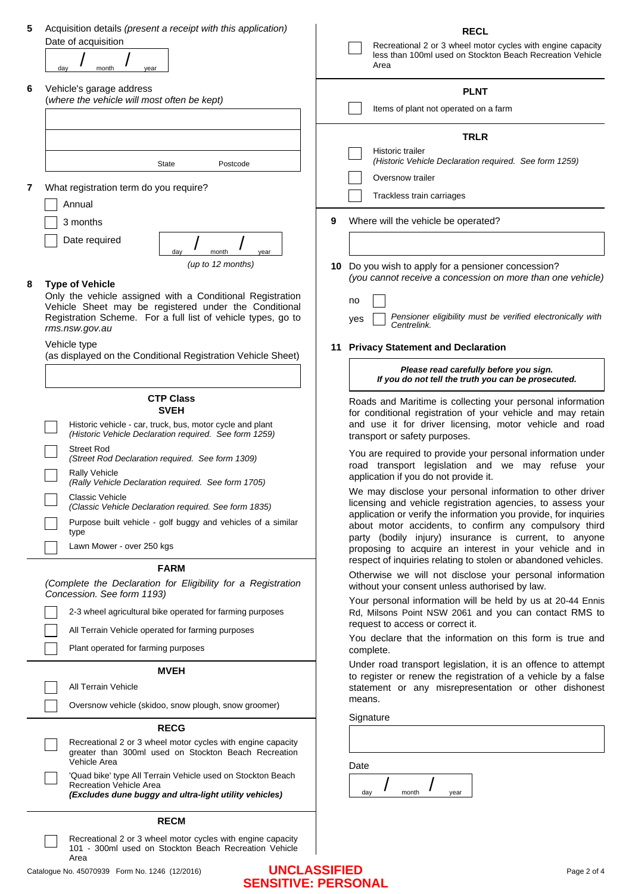**5** Acquisition details *(present a receipt with this application)*

Date of acquisition

day / month / year

**6** Vehicle's garage address
(*where the vehicle will most often be kept*)

State Postcode

**7** What registration term do you require?

- ☐ Annual
- ☐ 3 months
- ☐ Date required day / month / year *(up to 12 months)*

**8** **Type of Vehicle**

Only the vehicle assigned with a Conditional Registration Vehicle Sheet may be registered under the Conditional Registration Scheme. For a full list of vehicle types, go to *rms.nsw.gov.au*

Vehicle type
(as displayed on the Conditional Registration Vehicle Sheet)

**CTP Class**

**SVEH**

- ☐ Historic vehicle - car, truck, bus, motor cycle and plant *(Historic Vehicle Declaration required. See form 1259)*
- ☐ Street Rod *(Street Rod Declaration required. See form 1309)*
- ☐ Rally Vehicle *(Rally Vehicle Declaration required. See form 1705)*
- ☐ Classic Vehicle *(Classic Vehicle Declaration required. See form 1835)*
- ☐ Purpose built vehicle - golf buggy and vehicles of a similar type
- ☐ Lawn Mower - over 250 kgs

**FARM**

*(Complete the Declaration for Eligibility for a Registration Concession. See form 1193)*

- ☐ 2-3 wheel agricultural bike operated for farming purposes
- ☐ All Terrain Vehicle operated for farming purposes
- ☐ Plant operated for farming purposes

**MVEH**

- ☐ All Terrain Vehicle
- ☐ Oversnow vehicle (skidoo, snow plough, snow groomer)

**RECG**

- ☐ Recreational 2 or 3 wheel motor cycles with engine capacity greater than 300ml used on Stockton Beach Recreation Vehicle Area
- ☐ 'Quad bike' type All Terrain Vehicle used on Stockton Beach Recreation Vehicle Area **_(Excludes dune buggy and ultra-light utility vehicles)_**

**RECM**

- ☐ Recreational 2 or 3 wheel motor cycles with engine capacity 101 - 300ml used on Stockton Beach Recreation Vehicle Area

**RECL**

- ☐ Recreational 2 or 3 wheel motor cycles with engine capacity less than 100ml used on Stockton Beach Recreation Vehicle Area

**PLNT**

- ☐ Items of plant not operated on a farm

**TRLR**

- ☐ Historic trailer *(Historic Vehicle Declaration required. See form 1259)*
- ☐ Oversnow trailer
- ☐ Trackless train carriages

**9** Where will the vehicle be operated?

**10** Do you wish to apply for a pensioner concession?
*(you cannot receive a concession on more than one vehicle)*

- no ☐
- yes ☐ *Pensioner eligibility must be verified electronically with Centrelink.*

**11** **Privacy Statement and Declaration**

***Please read carefully before you sign.***
***If you do not tell the truth you can be prosecuted.***

Roads and Maritime is collecting your personal information for conditional registration of your vehicle and may retain and use it for driver licensing, motor vehicle and road transport or safety purposes.

You are required to provide your personal information under road transport legislation and we may refuse your application if you do not provide it.

We may disclose your personal information to other driver licensing and vehicle registration agencies, to assess your application or verify the information you provide, for inquiries about motor accidents, to confirm any compulsory third party (bodily injury) insurance is current, to anyone proposing to acquire an interest in your vehicle and in respect of inquiries relating to stolen or abandoned vehicles.

Otherwise we will not disclose your personal information without your consent unless authorised by law.

Your personal information will be held by us at 20-44 Ennis Rd, Milsons Point NSW 2061 and you can contact RMS to request to access or correct it.

You declare that the information on this form is true and complete.

Under road transport legislation, it is an offence to attempt to register or renew the registration of a vehicle by a false statement or any misrepresentation or other dishonest means.

Signature

Date

day / month / year

Catalogue No. 45070939 Form No. 1246 (12/2016)

**UNCLASSIFIED**
**SENSITIVE: PERSONAL**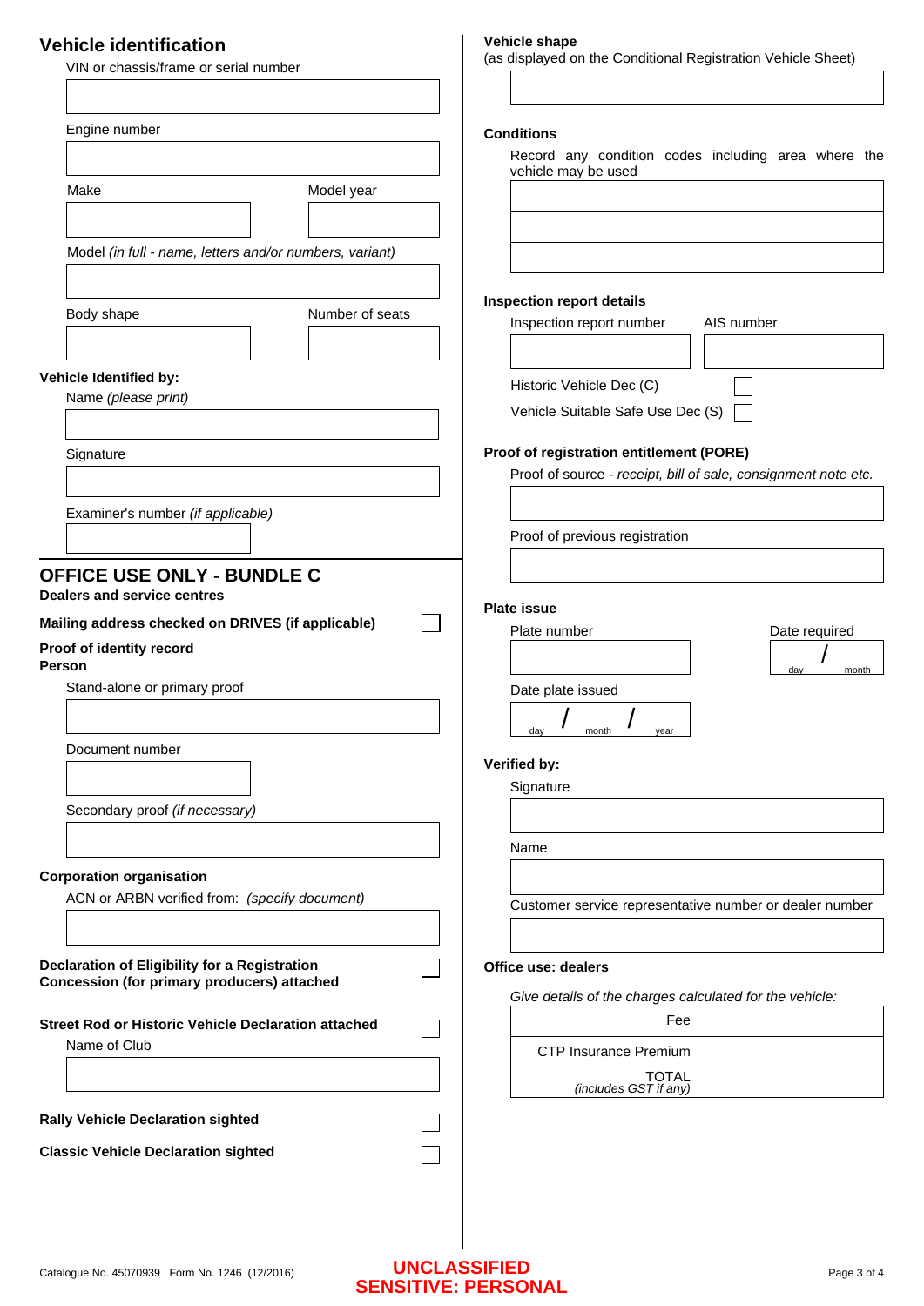## Vehicle identification

VIN or chassis/frame or serial number

Engine number

Make

Model year

Model *(in full - name, letters and/or numbers, variant)*

Body shape

Number of seats

**Vehicle Identified by:**

Name *(please print)*

Signature

Examiner's number *(if applicable)*

## OFFICE USE ONLY - BUNDLE C

**Dealers and service centres**

**Mailing address checked on DRIVES (if applicable)** ☐

**Proof of identity record**
**Person**

Stand-alone or primary proof

Document number

Secondary proof *(if necessary)*

**Corporation organisation**

ACN or ARBN verified from: *(specify document)*

**Declaration of Eligibility for a Registration Concession (for primary producers) attached** ☐

**Street Rod or Historic Vehicle Declaration attached** ☐

Name of Club

**Rally Vehicle Declaration sighted** ☐

**Classic Vehicle Declaration sighted** ☐

**Vehicle shape**
(as displayed on the Conditional Registration Vehicle Sheet)

**Conditions**

Record any condition codes including area where the vehicle may be used

**Inspection report details**

Inspection report number

AIS number

Historic Vehicle Dec (C) ☐

Vehicle Suitable Safe Use Dec (S) ☐

**Proof of registration entitlement (PORE)**

Proof of source - *receipt, bill of sale, consignment note etc.*

Proof of previous registration

**Plate issue**

Plate number

Date required: day / month

Date plate issued: day / month / year

**Verified by:**

Signature

Name

Customer service representative number or dealer number

**Office use: dealers**

*Give details of the charges calculated for the vehicle:*

| | |
|---|---|
| Fee | |
| CTP Insurance Premium | |
| TOTAL *(includes GST if any)* | |

Catalogue No. 45070939 Form No. 1246 (12/2016)

**UNCLASSIFIED**
**SENSITIVE: PERSONAL**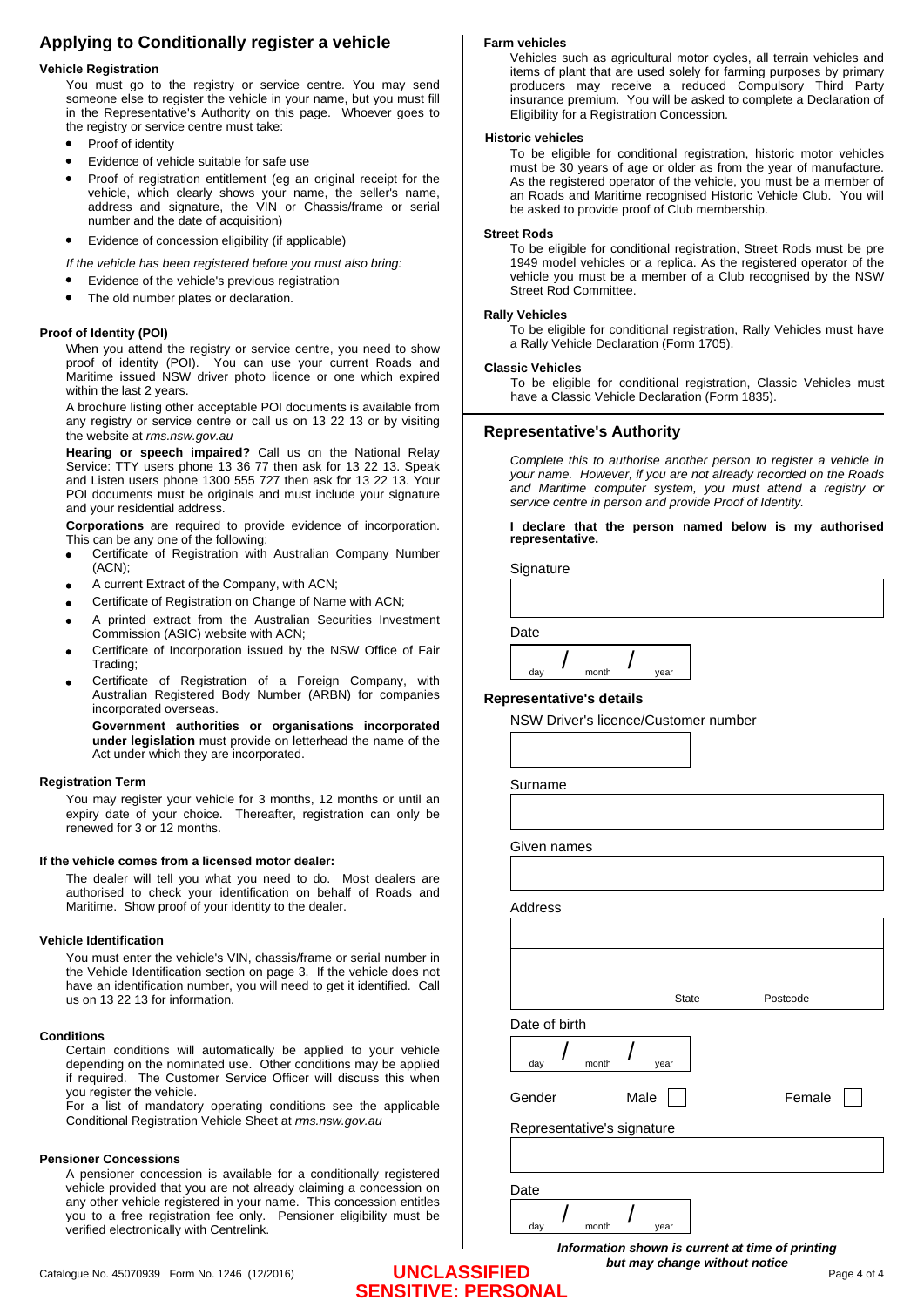## Applying to Conditionally register a vehicle

### Vehicle Registration

You must go to the registry or service centre. You may send someone else to register the vehicle in your name, but you must fill in the Representative's Authority on this page. Whoever goes to the registry or service centre must take:

- Proof of identity
- Evidence of vehicle suitable for safe use
- Proof of registration entitlement (eg an original receipt for the vehicle, which clearly shows your name, the seller's name, address and signature, the VIN or Chassis/frame or serial number and the date of acquisition)
- Evidence of concession eligibility (if applicable)

*If the vehicle has been registered before you must also bring:*

- Evidence of the vehicle's previous registration
- The old number plates or declaration.

### Proof of Identity (POI)

When you attend the registry or service centre, you need to show proof of identity (POI). You can use your current Roads and Maritime issued NSW driver photo licence or one which expired within the last 2 years.

A brochure listing other acceptable POI documents is available from any registry or service centre or call us on 13 22 13 or by visiting the website at *rms.nsw.gov.au*

**Hearing or speech impaired?** Call us on the National Relay Service: TTY users phone 13 36 77 then ask for 13 22 13. Speak and Listen users phone 1300 555 727 then ask for 13 22 13. Your POI documents must be originals and must include your signature and your residential address.

**Corporations** are required to provide evidence of incorporation. This can be any one of the following:

- Certificate of Registration with Australian Company Number (ACN);
- A current Extract of the Company, with ACN;
- Certificate of Registration on Change of Name with ACN;
- A printed extract from the Australian Securities Investment Commission (ASIC) website with ACN;
- Certificate of Incorporation issued by the NSW Office of Fair Trading;
- Certificate of Registration of a Foreign Company, with Australian Registered Body Number (ARBN) for companies incorporated overseas.

**Government authorities or organisations incorporated under legislation** must provide on letterhead the name of the Act under which they are incorporated.

### Registration Term

You may register your vehicle for 3 months, 12 months or until an expiry date of your choice. Thereafter, registration can only be renewed for 3 or 12 months.

### If the vehicle comes from a licensed motor dealer:

The dealer will tell you what you need to do. Most dealers are authorised to check your identification on behalf of Roads and Maritime. Show proof of your identity to the dealer.

### Vehicle Identification

You must enter the vehicle's VIN, chassis/frame or serial number in the Vehicle Identification section on page 3. If the vehicle does not have an identification number, you will need to get it identified. Call us on 13 22 13 for information.

### Conditions

Certain conditions will automatically be applied to your vehicle depending on the nominated use. Other conditions may be applied if required. The Customer Service Officer will discuss this when you register the vehicle.

For a list of mandatory operating conditions see the applicable Conditional Registration Vehicle Sheet at *rms.nsw.gov.au*

### Pensioner Concessions

A pensioner concession is available for a conditionally registered vehicle provided that you are not already claiming a concession on any other vehicle registered in your name. This concession entitles you to a free registration fee only. Pensioner eligibility must be verified electronically with Centrelink.

### Farm vehicles

Vehicles such as agricultural motor cycles, all terrain vehicles and items of plant that are used solely for farming purposes by primary producers may receive a reduced Compulsory Third Party insurance premium. You will be asked to complete a Declaration of Eligibility for a Registration Concession.

### Historic vehicles

To be eligible for conditional registration, historic motor vehicles must be 30 years of age or older as from the year of manufacture. As the registered operator of the vehicle, you must be a member of an Roads and Maritime recognised Historic Vehicle Club. You will be asked to provide proof of Club membership.

### Street Rods

To be eligible for conditional registration, Street Rods must be pre 1949 model vehicles or a replica. As the registered operator of the vehicle you must be a member of a Club recognised by the NSW Street Rod Committee.

### Rally Vehicles

To be eligible for conditional registration, Rally Vehicles must have a Rally Vehicle Declaration (Form 1705).

### Classic Vehicles

To be eligible for conditional registration, Classic Vehicles must have a Classic Vehicle Declaration (Form 1835).

## Representative's Authority

*Complete this to authorise another person to register a vehicle in your name. However, if you are not already recorded on the Roads and Maritime computer system, you must attend a registry or service centre in person and provide Proof of Identity.*

**I declare that the person named below is my authorised representative.**

Signature

Date
day / month / year

### Representative's details

NSW Driver's licence/Customer number

Surname

Given names

Address

State Postcode

Date of birth
day / month / year

Gender Male ☐ Female ☐

Representative's signature

Date
day / month / year

***Information shown is current at time of printing but may change without notice***

Catalogue No. 45070939 Form No. 1246 (12/2016)

**UNCLASSIFIED**
**SENSITIVE: PERSONAL**